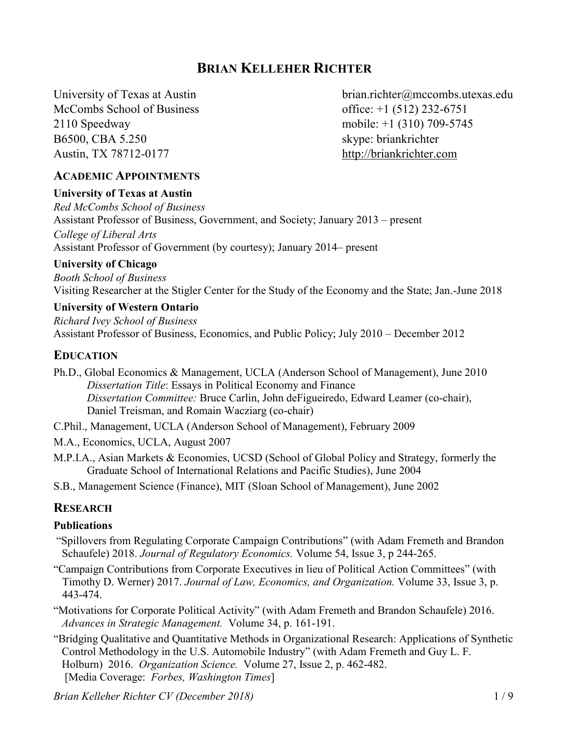# Brian Kelleher Richter

University of Texas at Austin
McCombs School of Business
2110 Speedway
B6500, CBA 5.250
Austin, TX 78712-0177

brian.richter@mccombs.utexas.edu
office: +1 (512) 232-6751
mobile: +1 (310) 709-5745
skype: briankrichter
http://briankrichter.com

## Academic Appointments

**University of Texas at Austin**
*Red McCombs School of Business*
Assistant Professor of Business, Government, and Society; January 2013 – present
*College of Liberal Arts*
Assistant Professor of Government (by courtesy); January 2014– present

**University of Chicago**
*Booth School of Business*
Visiting Researcher at the Stigler Center for the Study of the Economy and the State; Jan.-June 2018

**University of Western Ontario**
*Richard Ivey School of Business*
Assistant Professor of Business, Economics, and Public Policy; July 2010 – December 2012

## Education

Ph.D., Global Economics & Management, UCLA (Anderson School of Management), June 2010
*Dissertation Title*: Essays in Political Economy and Finance
*Dissertation Committee:* Bruce Carlin, John deFigueiredo, Edward Leamer (co-chair), Daniel Treisman, and Romain Wacziarg (co-chair)

C.Phil., Management, UCLA (Anderson School of Management), February 2009

M.A., Economics, UCLA, August 2007

M.P.I.A., Asian Markets & Economies, UCSD (School of Global Policy and Strategy, formerly the Graduate School of International Relations and Pacific Studies), June 2004

S.B., Management Science (Finance), MIT (Sloan School of Management), June 2002

## Research

### Publications

"Spillovers from Regulating Corporate Campaign Contributions" (with Adam Fremeth and Brandon Schaufele) 2018. *Journal of Regulatory Economics.* Volume 54, Issue 3, p 244-265.

"Campaign Contributions from Corporate Executives in lieu of Political Action Committees" (with Timothy D. Werner) 2017. *Journal of Law, Economics, and Organization.* Volume 33, Issue 3, p. 443-474.

"Motivations for Corporate Political Activity" (with Adam Fremeth and Brandon Schaufele) 2016. *Advances in Strategic Management.* Volume 34, p. 161-191.

"Bridging Qualitative and Quantitative Methods in Organizational Research: Applications of Synthetic Control Methodology in the U.S. Automobile Industry" (with Adam Fremeth and Guy L. F. Holburn) 2016. *Organization Science.* Volume 27, Issue 2, p. 462-482.
[Media Coverage: *Forbes, Washington Times*]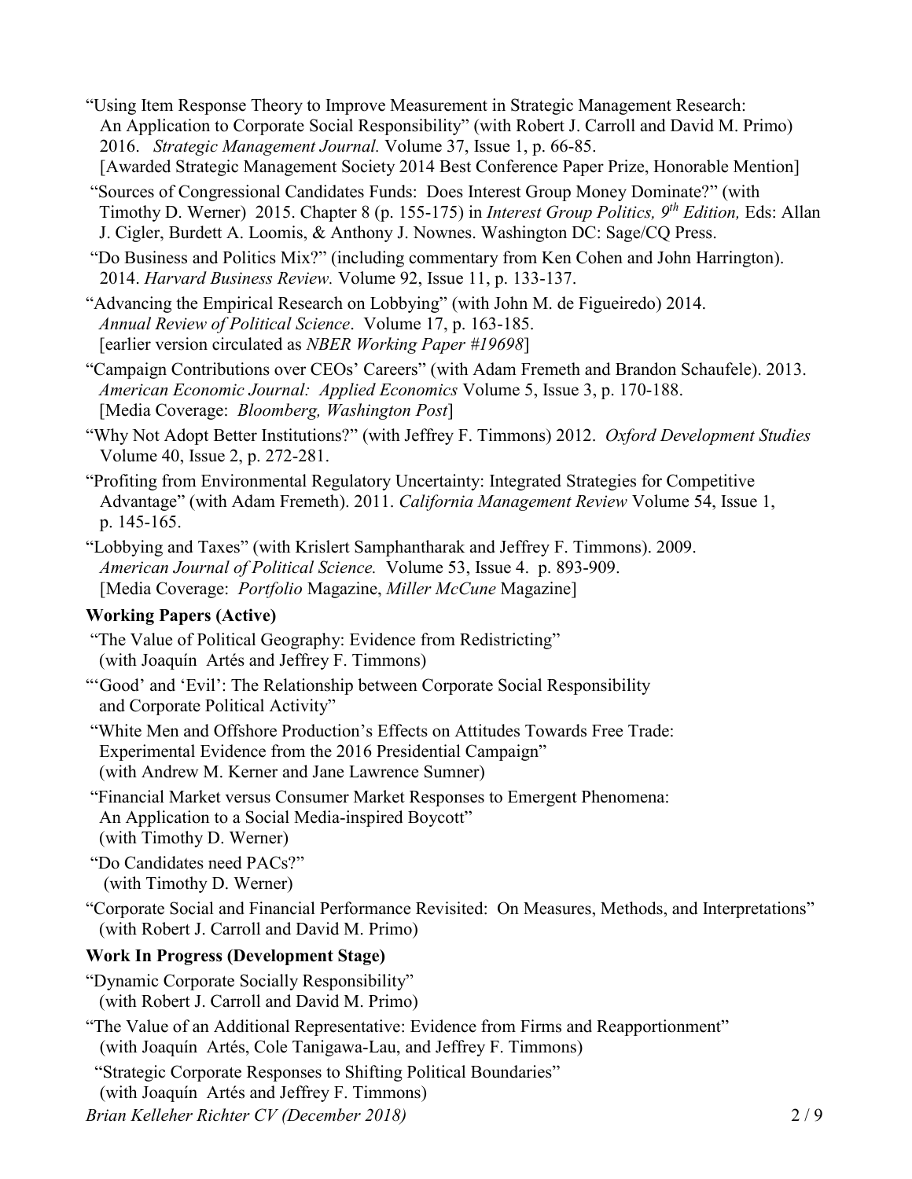"Using Item Response Theory to Improve Measurement in Strategic Management Research: An Application to Corporate Social Responsibility" (with Robert J. Carroll and David M. Primo) 2016. *Strategic Management Journal.* Volume 37, Issue 1, p. 66-85.
[Awarded Strategic Management Society 2014 Best Conference Paper Prize, Honorable Mention]

"Sources of Congressional Candidates Funds: Does Interest Group Money Dominate?" (with Timothy D. Werner) 2015. Chapter 8 (p. 155-175) in *Interest Group Politics, 9th Edition,* Eds: Allan J. Cigler, Burdett A. Loomis, & Anthony J. Nownes. Washington DC: Sage/CQ Press.

"Do Business and Politics Mix?" (including commentary from Ken Cohen and John Harrington). 2014. *Harvard Business Review.* Volume 92, Issue 11, p. 133-137.

"Advancing the Empirical Research on Lobbying" (with John M. de Figueiredo) 2014. *Annual Review of Political Science*. Volume 17, p. 163-185.
[earlier version circulated as *NBER Working Paper #19698*]

"Campaign Contributions over CEOs' Careers" (with Adam Fremeth and Brandon Schaufele). 2013. *American Economic Journal: Applied Economics* Volume 5, Issue 3, p. 170-188.
[Media Coverage: *Bloomberg, Washington Post*]

"Why Not Adopt Better Institutions?" (with Jeffrey F. Timmons) 2012. *Oxford Development Studies* Volume 40, Issue 2, p. 272-281.

"Profiting from Environmental Regulatory Uncertainty: Integrated Strategies for Competitive Advantage" (with Adam Fremeth). 2011. *California Management Review* Volume 54, Issue 1, p. 145-165.

"Lobbying and Taxes" (with Krislert Samphantharak and Jeffrey F. Timmons). 2009. *American Journal of Political Science.* Volume 53, Issue 4. p. 893-909.
[Media Coverage: *Portfolio* Magazine, *Miller McCune* Magazine]

**Working Papers (Active)**

"The Value of Political Geography: Evidence from Redistricting" (with Joaquín Artés and Jeffrey F. Timmons)

"'Good' and 'Evil': The Relationship between Corporate Social Responsibility and Corporate Political Activity"

"White Men and Offshore Production's Effects on Attitudes Towards Free Trade: Experimental Evidence from the 2016 Presidential Campaign" (with Andrew M. Kerner and Jane Lawrence Sumner)

"Financial Market versus Consumer Market Responses to Emergent Phenomena: An Application to a Social Media-inspired Boycott" (with Timothy D. Werner)

"Do Candidates need PACs?" (with Timothy D. Werner)

"Corporate Social and Financial Performance Revisited: On Measures, Methods, and Interpretations" (with Robert J. Carroll and David M. Primo)

**Work In Progress (Development Stage)**

"Dynamic Corporate Socially Responsibility" (with Robert J. Carroll and David M. Primo)

"The Value of an Additional Representative: Evidence from Firms and Reapportionment" (with Joaquín Artés, Cole Tanigawa-Lau, and Jeffrey F. Timmons)

"Strategic Corporate Responses to Shifting Political Boundaries" (with Joaquín Artés and Jeffrey F. Timmons)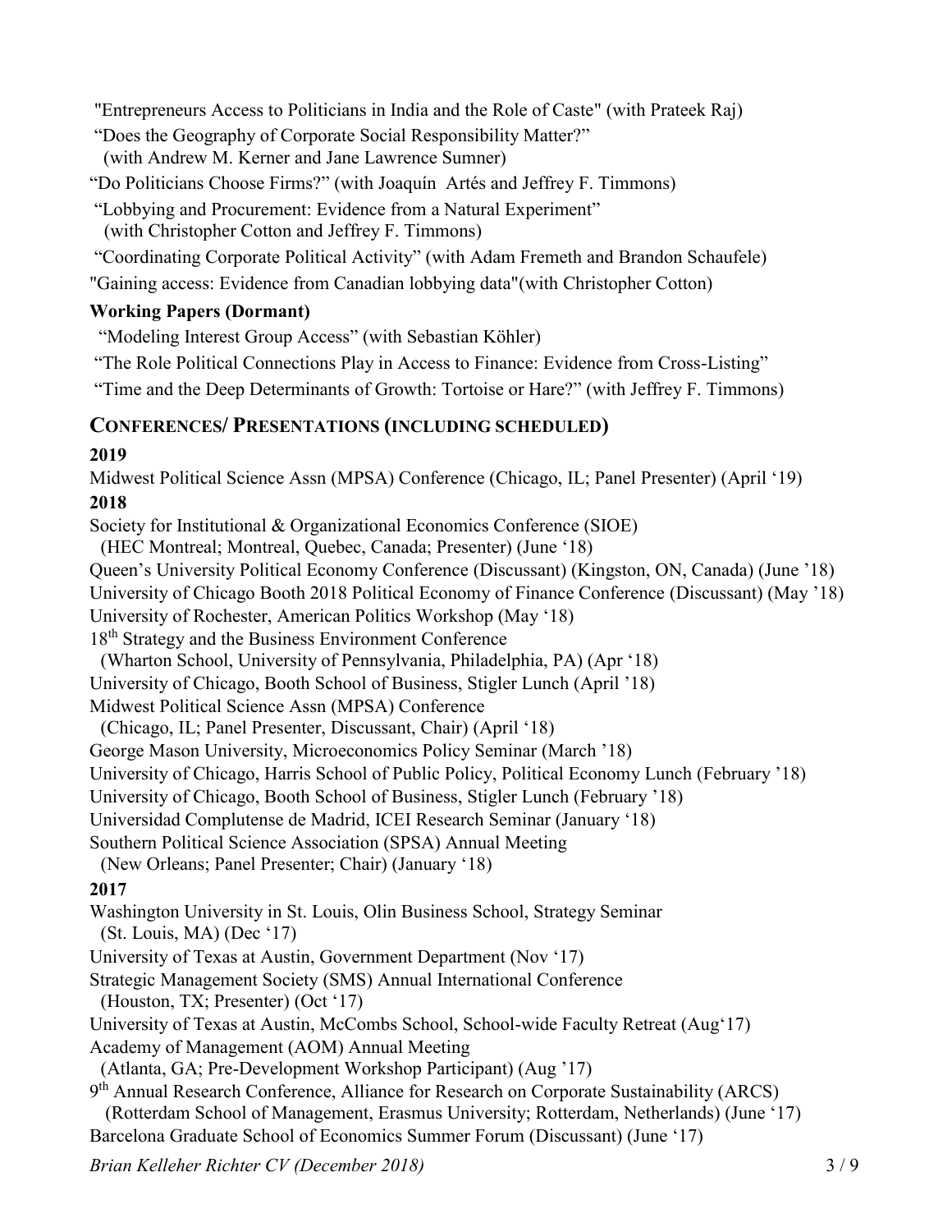"Entrepreneurs Access to Politicians in India and the Role of Caste" (with Prateek Raj)

"Does the Geography of Corporate Social Responsibility Matter?"
(with Andrew M. Kerner and Jane Lawrence Sumner)

"Do Politicians Choose Firms?" (with Joaquín Artés and Jeffrey F. Timmons)

"Lobbying and Procurement: Evidence from a Natural Experiment"
(with Christopher Cotton and Jeffrey F. Timmons)

"Coordinating Corporate Political Activity" (with Adam Fremeth and Brandon Schaufele)

"Gaining access: Evidence from Canadian lobbying data"(with Christopher Cotton)

**Working Papers (Dormant)**

"Modeling Interest Group Access" (with Sebastian Köhler)

"The Role Political Connections Play in Access to Finance: Evidence from Cross-Listing"

"Time and the Deep Determinants of Growth: Tortoise or Hare?" (with Jeffrey F. Timmons)

## Conferences/ Presentations (including scheduled)

**2019**

Midwest Political Science Assn (MPSA) Conference (Chicago, IL; Panel Presenter) (April '19)

**2018**

Society for Institutional & Organizational Economics Conference (SIOE)
(HEC Montreal; Montreal, Quebec, Canada; Presenter) (June '18)

Queen's University Political Economy Conference (Discussant) (Kingston, ON, Canada) (June '18)

University of Chicago Booth 2018 Political Economy of Finance Conference (Discussant) (May '18)

University of Rochester, American Politics Workshop (May '18)

18th Strategy and the Business Environment Conference
(Wharton School, University of Pennsylvania, Philadelphia, PA) (Apr '18)

University of Chicago, Booth School of Business, Stigler Lunch (April '18)

Midwest Political Science Assn (MPSA) Conference
(Chicago, IL; Panel Presenter, Discussant, Chair) (April '18)

George Mason University, Microeconomics Policy Seminar (March '18)

University of Chicago, Harris School of Public Policy, Political Economy Lunch (February '18)

University of Chicago, Booth School of Business, Stigler Lunch (February '18)

Universidad Complutense de Madrid, ICEI Research Seminar (January '18)

Southern Political Science Association (SPSA) Annual Meeting
(New Orleans; Panel Presenter; Chair) (January '18)

**2017**

Washington University in St. Louis, Olin Business School, Strategy Seminar
(St. Louis, MA) (Dec '17)

University of Texas at Austin, Government Department (Nov '17)

Strategic Management Society (SMS) Annual International Conference
(Houston, TX; Presenter) (Oct '17)

University of Texas at Austin, McCombs School, School-wide Faculty Retreat (Aug'17)

Academy of Management (AOM) Annual Meeting
(Atlanta, GA; Pre-Development Workshop Participant) (Aug '17)

9th Annual Research Conference, Alliance for Research on Corporate Sustainability (ARCS)
(Rotterdam School of Management, Erasmus University; Rotterdam, Netherlands) (June '17)

Barcelona Graduate School of Economics Summer Forum (Discussant) (June '17)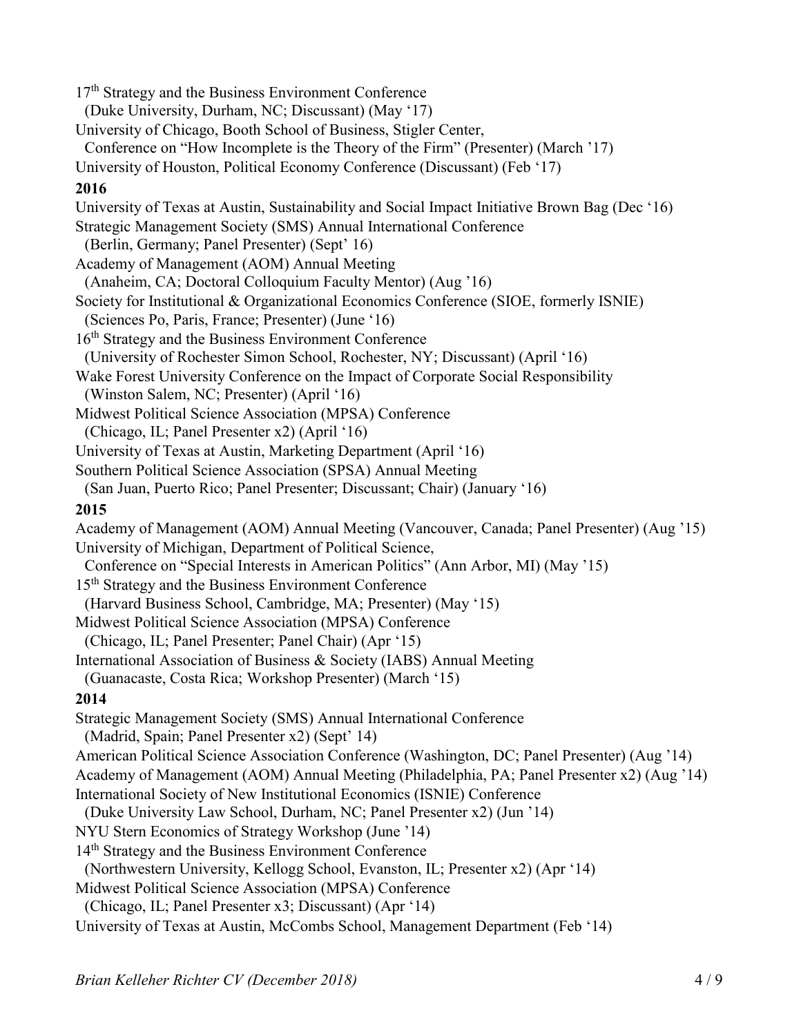17th Strategy and the Business Environment Conference
(Duke University, Durham, NC; Discussant) (May '17)
University of Chicago, Booth School of Business, Stigler Center,
Conference on "How Incomplete is the Theory of the Firm" (Presenter) (March '17)
University of Houston, Political Economy Conference (Discussant) (Feb '17)

**2016**

University of Texas at Austin, Sustainability and Social Impact Initiative Brown Bag (Dec '16)
Strategic Management Society (SMS) Annual International Conference
(Berlin, Germany; Panel Presenter) (Sept' 16)
Academy of Management (AOM) Annual Meeting
(Anaheim, CA; Doctoral Colloquium Faculty Mentor) (Aug '16)
Society for Institutional & Organizational Economics Conference (SIOE, formerly ISNIE)
(Sciences Po, Paris, France; Presenter) (June '16)
16th Strategy and the Business Environment Conference
(University of Rochester Simon School, Rochester, NY; Discussant) (April '16)
Wake Forest University Conference on the Impact of Corporate Social Responsibility
(Winston Salem, NC; Presenter) (April '16)
Midwest Political Science Association (MPSA) Conference
(Chicago, IL; Panel Presenter x2) (April '16)
University of Texas at Austin, Marketing Department (April '16)
Southern Political Science Association (SPSA) Annual Meeting
(San Juan, Puerto Rico; Panel Presenter; Discussant; Chair) (January '16)

**2015**

Academy of Management (AOM) Annual Meeting (Vancouver, Canada; Panel Presenter) (Aug '15)
University of Michigan, Department of Political Science,
Conference on "Special Interests in American Politics" (Ann Arbor, MI) (May '15)
15th Strategy and the Business Environment Conference
(Harvard Business School, Cambridge, MA; Presenter) (May '15)
Midwest Political Science Association (MPSA) Conference
(Chicago, IL; Panel Presenter; Panel Chair) (Apr '15)
International Association of Business & Society (IABS) Annual Meeting
(Guanacaste, Costa Rica; Workshop Presenter) (March '15)

**2014**

Strategic Management Society (SMS) Annual International Conference
(Madrid, Spain; Panel Presenter x2) (Sept' 14)
American Political Science Association Conference (Washington, DC; Panel Presenter) (Aug '14)
Academy of Management (AOM) Annual Meeting (Philadelphia, PA; Panel Presenter x2) (Aug '14)
International Society of New Institutional Economics (ISNIE) Conference
(Duke University Law School, Durham, NC; Panel Presenter x2) (Jun '14)
NYU Stern Economics of Strategy Workshop (June '14)
14th Strategy and the Business Environment Conference
(Northwestern University, Kellogg School, Evanston, IL; Presenter x2) (Apr '14)
Midwest Political Science Association (MPSA) Conference
(Chicago, IL; Panel Presenter x3; Discussant) (Apr '14)
University of Texas at Austin, McCombs School, Management Department (Feb '14)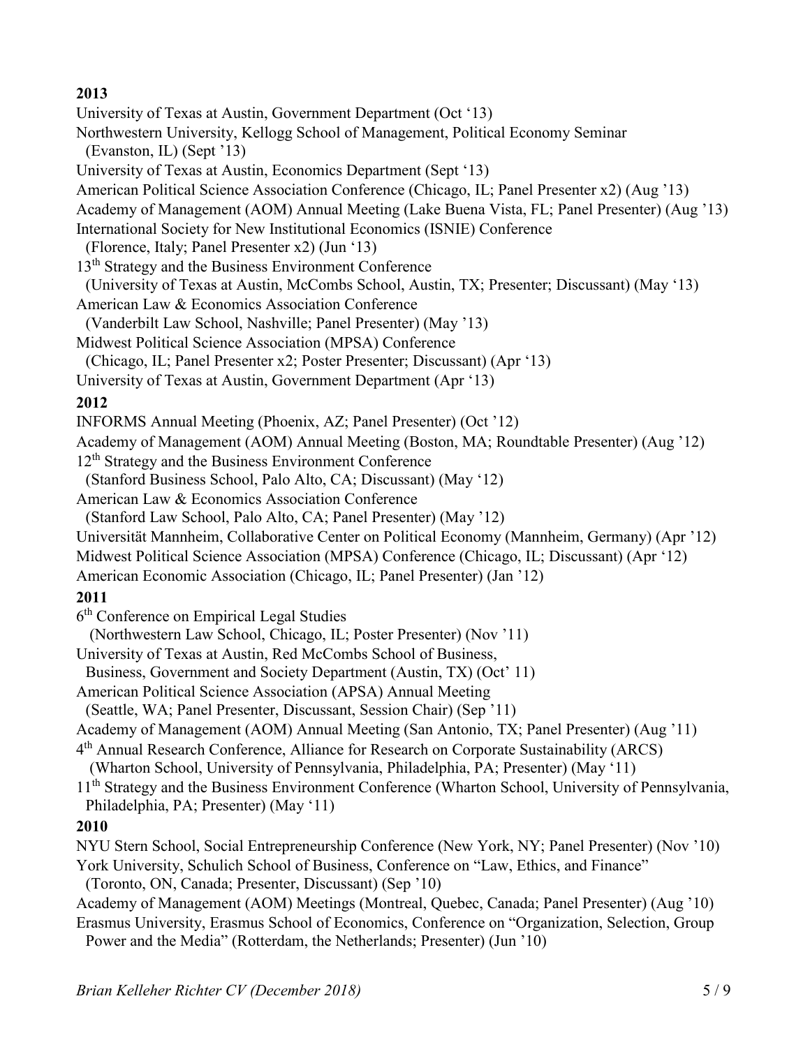**2013**

University of Texas at Austin, Government Department (Oct '13)

Northwestern University, Kellogg School of Management, Political Economy Seminar (Evanston, IL) (Sept '13)

University of Texas at Austin, Economics Department (Sept '13)

American Political Science Association Conference (Chicago, IL; Panel Presenter x2) (Aug '13)

Academy of Management (AOM) Annual Meeting (Lake Buena Vista, FL; Panel Presenter) (Aug '13)

International Society for New Institutional Economics (ISNIE) Conference (Florence, Italy; Panel Presenter x2) (Jun '13)

13th Strategy and the Business Environment Conference (University of Texas at Austin, McCombs School, Austin, TX; Presenter; Discussant) (May '13)

American Law & Economics Association Conference (Vanderbilt Law School, Nashville; Panel Presenter) (May '13)

Midwest Political Science Association (MPSA) Conference (Chicago, IL; Panel Presenter x2; Poster Presenter; Discussant) (Apr '13)

University of Texas at Austin, Government Department (Apr '13)

**2012**

INFORMS Annual Meeting (Phoenix, AZ; Panel Presenter) (Oct '12)

Academy of Management (AOM) Annual Meeting (Boston, MA; Roundtable Presenter) (Aug '12)

12th Strategy and the Business Environment Conference (Stanford Business School, Palo Alto, CA; Discussant) (May '12)

American Law & Economics Association Conference (Stanford Law School, Palo Alto, CA; Panel Presenter) (May '12)

Universität Mannheim, Collaborative Center on Political Economy (Mannheim, Germany) (Apr '12)

Midwest Political Science Association (MPSA) Conference (Chicago, IL; Discussant) (Apr '12)

American Economic Association (Chicago, IL; Panel Presenter) (Jan '12)

**2011**

6th Conference on Empirical Legal Studies (Northwestern Law School, Chicago, IL; Poster Presenter) (Nov '11)

University of Texas at Austin, Red McCombs School of Business, Business, Government and Society Department (Austin, TX) (Oct' 11)

American Political Science Association (APSA) Annual Meeting (Seattle, WA; Panel Presenter, Discussant, Session Chair) (Sep '11)

Academy of Management (AOM) Annual Meeting (San Antonio, TX; Panel Presenter) (Aug '11)

4th Annual Research Conference, Alliance for Research on Corporate Sustainability (ARCS) (Wharton School, University of Pennsylvania, Philadelphia, PA; Presenter) (May '11)

11th Strategy and the Business Environment Conference (Wharton School, University of Pennsylvania, Philadelphia, PA; Presenter) (May '11)

**2010**

NYU Stern School, Social Entrepreneurship Conference (New York, NY; Panel Presenter) (Nov '10)

York University, Schulich School of Business, Conference on "Law, Ethics, and Finance" (Toronto, ON, Canada; Presenter, Discussant) (Sep '10)

Academy of Management (AOM) Meetings (Montreal, Quebec, Canada; Panel Presenter) (Aug '10)

Erasmus University, Erasmus School of Economics, Conference on "Organization, Selection, Group Power and the Media" (Rotterdam, the Netherlands; Presenter) (Jun '10)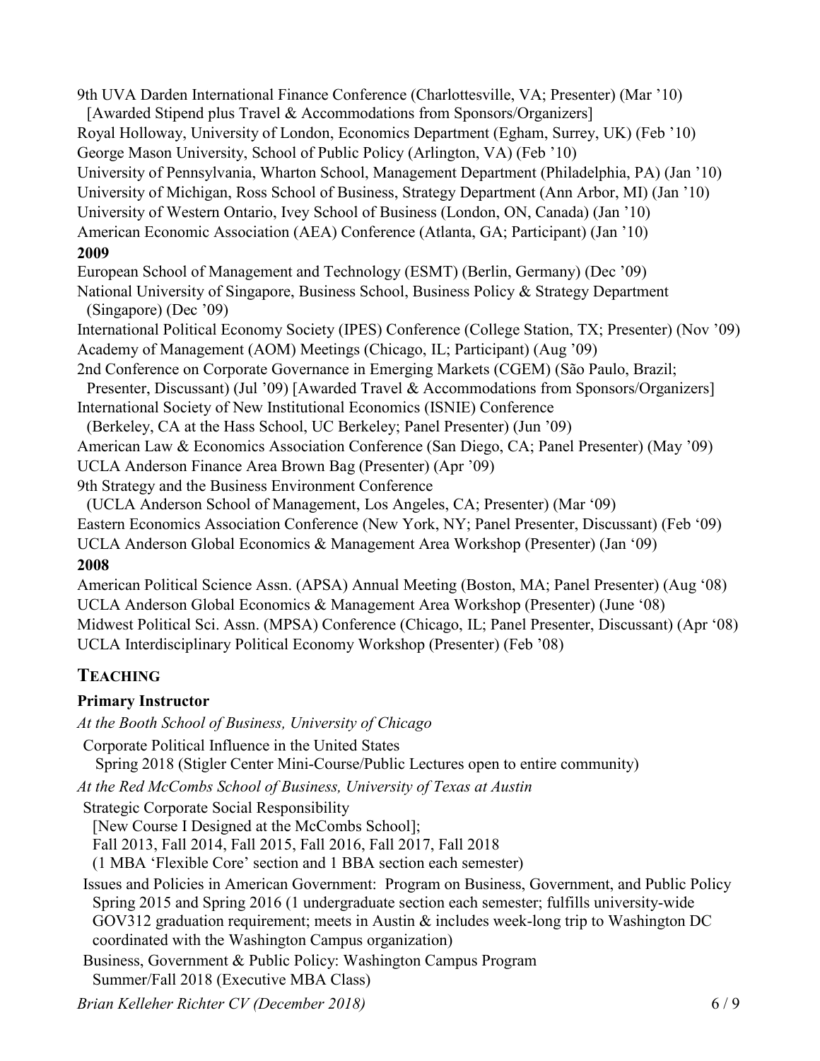9th UVA Darden International Finance Conference (Charlottesville, VA; Presenter) (Mar '10)
[Awarded Stipend plus Travel & Accommodations from Sponsors/Organizers]
Royal Holloway, University of London, Economics Department (Egham, Surrey, UK) (Feb '10)
George Mason University, School of Public Policy (Arlington, VA) (Feb '10)
University of Pennsylvania, Wharton School, Management Department (Philadelphia, PA) (Jan '10)
University of Michigan, Ross School of Business, Strategy Department (Ann Arbor, MI) (Jan '10)
University of Western Ontario, Ivey School of Business (London, ON, Canada) (Jan '10)
American Economic Association (AEA) Conference (Atlanta, GA; Participant) (Jan '10)

**2009**

European School of Management and Technology (ESMT) (Berlin, Germany) (Dec '09)
National University of Singapore, Business School, Business Policy & Strategy Department (Singapore) (Dec '09)
International Political Economy Society (IPES) Conference (College Station, TX; Presenter) (Nov '09)
Academy of Management (AOM) Meetings (Chicago, IL; Participant) (Aug '09)
2nd Conference on Corporate Governance in Emerging Markets (CGEM) (São Paulo, Brazil; Presenter, Discussant) (Jul '09) [Awarded Travel & Accommodations from Sponsors/Organizers]
International Society of New Institutional Economics (ISNIE) Conference (Berkeley, CA at the Hass School, UC Berkeley; Panel Presenter) (Jun '09)
American Law & Economics Association Conference (San Diego, CA; Panel Presenter) (May '09)
UCLA Anderson Finance Area Brown Bag (Presenter) (Apr '09)
9th Strategy and the Business Environment Conference (UCLA Anderson School of Management, Los Angeles, CA; Presenter) (Mar '09)
Eastern Economics Association Conference (New York, NY; Panel Presenter, Discussant) (Feb '09)
UCLA Anderson Global Economics & Management Area Workshop (Presenter) (Jan '09)

**2008**

American Political Science Assn. (APSA) Annual Meeting (Boston, MA; Panel Presenter) (Aug '08)
UCLA Anderson Global Economics & Management Area Workshop (Presenter) (June '08)
Midwest Political Sci. Assn. (MPSA) Conference (Chicago, IL; Panel Presenter, Discussant) (Apr '08)
UCLA Interdisciplinary Political Economy Workshop (Presenter) (Feb '08)

## TEACHING

**Primary Instructor**

*At the Booth School of Business, University of Chicago*

Corporate Political Influence in the United States
Spring 2018 (Stigler Center Mini-Course/Public Lectures open to entire community)

*At the Red McCombs School of Business, University of Texas at Austin*

Strategic Corporate Social Responsibility
[New Course I Designed at the McCombs School];
Fall 2013, Fall 2014, Fall 2015, Fall 2016, Fall 2017, Fall 2018
(1 MBA 'Flexible Core' section and 1 BBA section each semester)

Issues and Policies in American Government: Program on Business, Government, and Public Policy
Spring 2015 and Spring 2016 (1 undergraduate section each semester; fulfills university-wide GOV312 graduation requirement; meets in Austin & includes week-long trip to Washington DC coordinated with the Washington Campus organization)

Business, Government & Public Policy: Washington Campus Program
Summer/Fall 2018 (Executive MBA Class)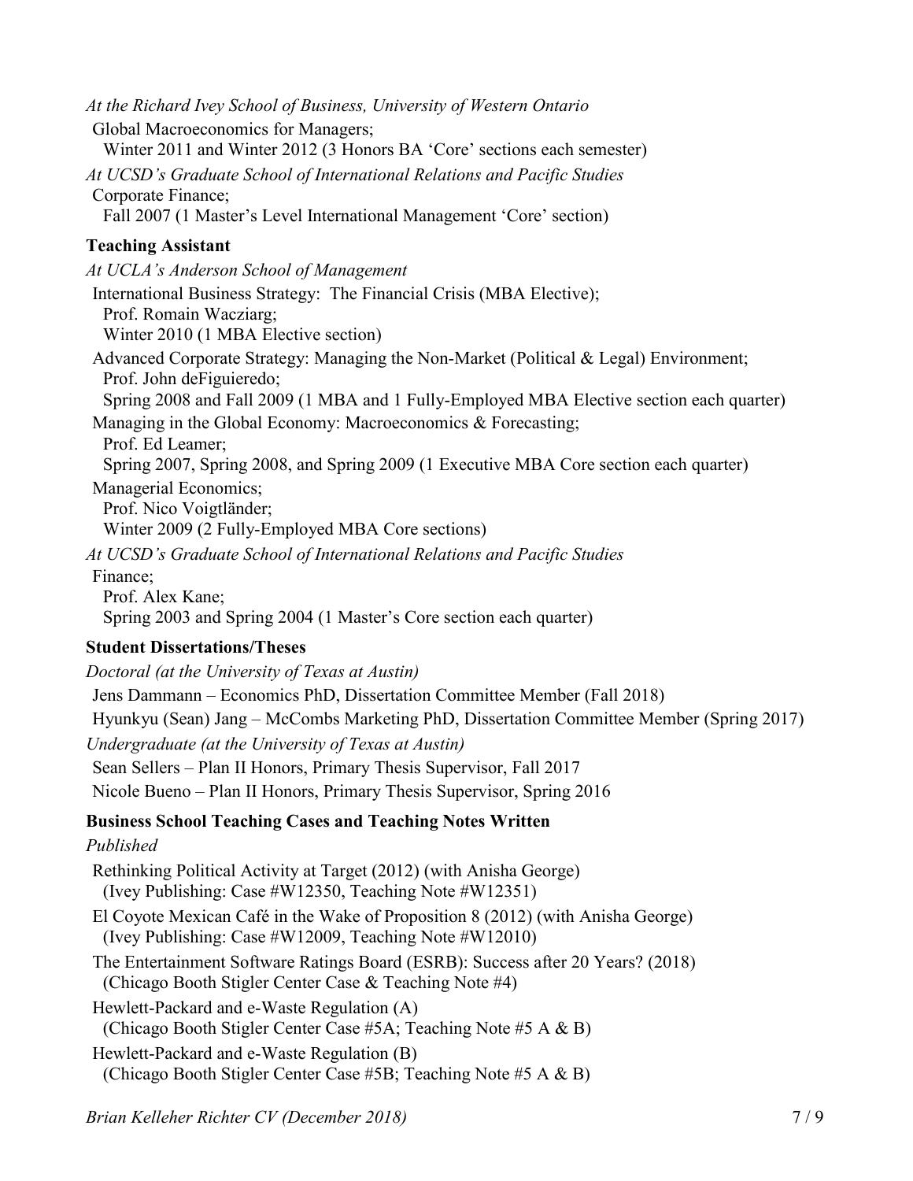*At the Richard Ivey School of Business, University of Western Ontario*

Global Macroeconomics for Managers;
Winter 2011 and Winter 2012 (3 Honors BA 'Core' sections each semester)

*At UCSD's Graduate School of International Relations and Pacific Studies*

Corporate Finance;
Fall 2007 (1 Master's Level International Management 'Core' section)

### Teaching Assistant

*At UCLA's Anderson School of Management*

International Business Strategy: The Financial Crisis (MBA Elective);
Prof. Romain Wacziarg;
Winter 2010 (1 MBA Elective section)

Advanced Corporate Strategy: Managing the Non-Market (Political & Legal) Environment;
Prof. John deFiguieredo;
Spring 2008 and Fall 2009 (1 MBA and 1 Fully-Employed MBA Elective section each quarter)

Managing in the Global Economy: Macroeconomics & Forecasting;
Prof. Ed Leamer;
Spring 2007, Spring 2008, and Spring 2009 (1 Executive MBA Core section each quarter)

Managerial Economics;
Prof. Nico Voigtländer;
Winter 2009 (2 Fully-Employed MBA Core sections)

*At UCSD's Graduate School of International Relations and Pacific Studies*

Finance;
Prof. Alex Kane;
Spring 2003 and Spring 2004 (1 Master's Core section each quarter)

### Student Dissertations/Theses

*Doctoral (at the University of Texas at Austin)*

Jens Dammann – Economics PhD, Dissertation Committee Member (Fall 2018)

Hyunkyu (Sean) Jang – McCombs Marketing PhD, Dissertation Committee Member (Spring 2017)

*Undergraduate (at the University of Texas at Austin)*

Sean Sellers – Plan II Honors, Primary Thesis Supervisor, Fall 2017

Nicole Bueno – Plan II Honors, Primary Thesis Supervisor, Spring 2016

### Business School Teaching Cases and Teaching Notes Written

*Published*

Rethinking Political Activity at Target (2012) (with Anisha George)
(Ivey Publishing: Case #W12350, Teaching Note #W12351)

El Coyote Mexican Café in the Wake of Proposition 8 (2012) (with Anisha George)
(Ivey Publishing: Case #W12009, Teaching Note #W12010)

The Entertainment Software Ratings Board (ESRB): Success after 20 Years? (2018)
(Chicago Booth Stigler Center Case & Teaching Note #4)

Hewlett-Packard and e-Waste Regulation (A)
(Chicago Booth Stigler Center Case #5A; Teaching Note #5 A & B)

Hewlett-Packard and e-Waste Regulation (B)
(Chicago Booth Stigler Center Case #5B; Teaching Note #5 A & B)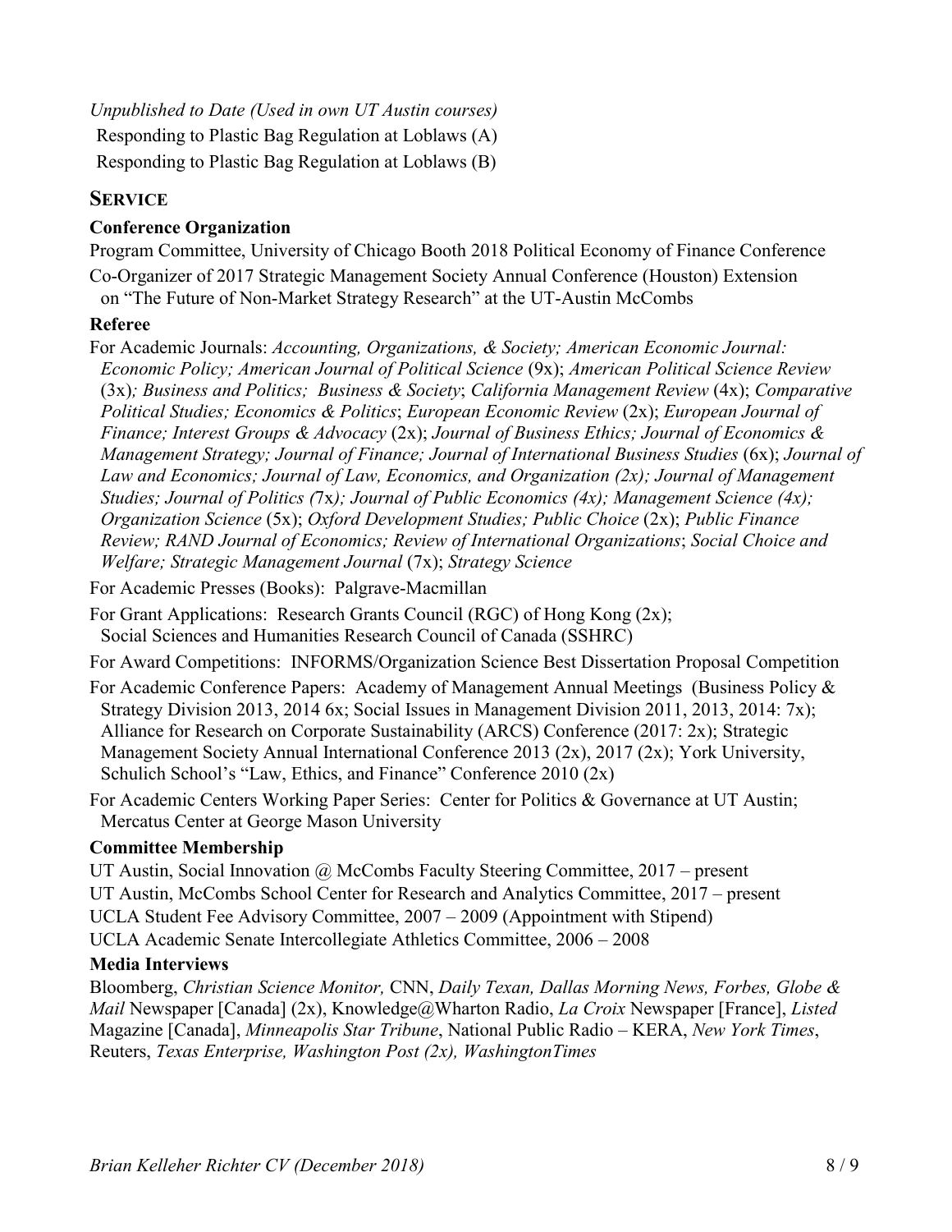*Unpublished to Date (Used in own UT Austin courses)*

Responding to Plastic Bag Regulation at Loblaws (A)

Responding to Plastic Bag Regulation at Loblaws (B)

## SERVICE

### Conference Organization

Program Committee, University of Chicago Booth 2018 Political Economy of Finance Conference

Co-Organizer of 2017 Strategic Management Society Annual Conference (Houston) Extension on "The Future of Non-Market Strategy Research" at the UT-Austin McCombs

### Referee

For Academic Journals: *Accounting, Organizations, & Society; American Economic Journal: Economic Policy; American Journal of Political Science* (9x); *American Political Science Review* (3x)*; Business and Politics; Business & Society*; *California Management Review* (4x); *Comparative Political Studies; Economics & Politics*; *European Economic Review* (2x); *European Journal of Finance; Interest Groups & Advocacy* (2x); *Journal of Business Ethics; Journal of Economics & Management Strategy; Journal of Finance; Journal of International Business Studies* (6x); *Journal of Law and Economics; Journal of Law, Economics, and Organization (2x); Journal of Management Studies; Journal of Politics (*7x*); Journal of Public Economics (4x); Management Science (4x); Organization Science* (5x); *Oxford Development Studies; Public Choice* (2x); *Public Finance Review; RAND Journal of Economics; Review of International Organizations*; *Social Choice and Welfare; Strategic Management Journal* (7x); *Strategy Science*

For Academic Presses (Books): Palgrave-Macmillan

For Grant Applications: Research Grants Council (RGC) of Hong Kong (2x); Social Sciences and Humanities Research Council of Canada (SSHRC)

For Award Competitions: INFORMS/Organization Science Best Dissertation Proposal Competition

For Academic Conference Papers: Academy of Management Annual Meetings (Business Policy & Strategy Division 2013, 2014 6x; Social Issues in Management Division 2011, 2013, 2014: 7x); Alliance for Research on Corporate Sustainability (ARCS) Conference (2017: 2x); Strategic Management Society Annual International Conference 2013 (2x), 2017 (2x); York University, Schulich School's "Law, Ethics, and Finance" Conference 2010 (2x)

For Academic Centers Working Paper Series: Center for Politics & Governance at UT Austin; Mercatus Center at George Mason University

### Committee Membership

UT Austin, Social Innovation @ McCombs Faculty Steering Committee, 2017 – present

UT Austin, McCombs School Center for Research and Analytics Committee, 2017 – present

UCLA Student Fee Advisory Committee, 2007 – 2009 (Appointment with Stipend)

UCLA Academic Senate Intercollegiate Athletics Committee, 2006 – 2008

### Media Interviews

Bloomberg, *Christian Science Monitor,* CNN, *Daily Texan, Dallas Morning News, Forbes, Globe & Mail* Newspaper [Canada] (2x), Knowledge@Wharton Radio, *La Croix* Newspaper [France], *Listed* Magazine [Canada], *Minneapolis Star Tribune*, National Public Radio – KERA, *New York Times*, Reuters, *Texas Enterprise, Washington Post (2x), WashingtonTimes*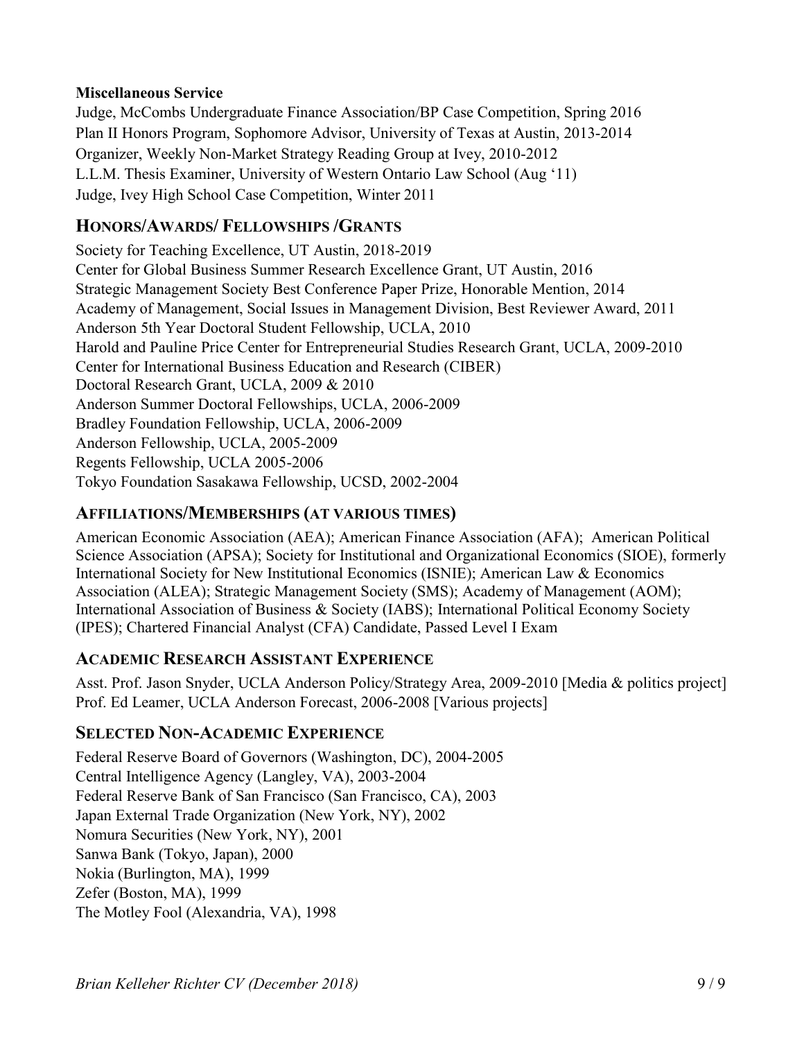**Miscellaneous Service**

Judge, McCombs Undergraduate Finance Association/BP Case Competition, Spring 2016
Plan II Honors Program, Sophomore Advisor, University of Texas at Austin, 2013-2014
Organizer, Weekly Non-Market Strategy Reading Group at Ivey, 2010-2012
L.L.M. Thesis Examiner, University of Western Ontario Law School (Aug '11)
Judge, Ivey High School Case Competition, Winter 2011

## HONORS/AWARDS/ FELLOWSHIPS /GRANTS

Society for Teaching Excellence, UT Austin, 2018-2019
Center for Global Business Summer Research Excellence Grant, UT Austin, 2016
Strategic Management Society Best Conference Paper Prize, Honorable Mention, 2014
Academy of Management, Social Issues in Management Division, Best Reviewer Award, 2011
Anderson 5th Year Doctoral Student Fellowship, UCLA, 2010
Harold and Pauline Price Center for Entrepreneurial Studies Research Grant, UCLA, 2009-2010
Center for International Business Education and Research (CIBER)
Doctoral Research Grant, UCLA, 2009 & 2010
Anderson Summer Doctoral Fellowships, UCLA, 2006-2009
Bradley Foundation Fellowship, UCLA, 2006-2009
Anderson Fellowship, UCLA, 2005-2009
Regents Fellowship, UCLA 2005-2006
Tokyo Foundation Sasakawa Fellowship, UCSD, 2002-2004

## AFFILIATIONS/MEMBERSHIPS (AT VARIOUS TIMES)

American Economic Association (AEA); American Finance Association (AFA); American Political Science Association (APSA); Society for Institutional and Organizational Economics (SIOE), formerly International Society for New Institutional Economics (ISNIE); American Law & Economics Association (ALEA); Strategic Management Society (SMS); Academy of Management (AOM); International Association of Business & Society (IABS); International Political Economy Society (IPES); Chartered Financial Analyst (CFA) Candidate, Passed Level I Exam

## ACADEMIC RESEARCH ASSISTANT EXPERIENCE

Asst. Prof. Jason Snyder, UCLA Anderson Policy/Strategy Area, 2009-2010 [Media & politics project]
Prof. Ed Leamer, UCLA Anderson Forecast, 2006-2008 [Various projects]

## SELECTED NON-ACADEMIC EXPERIENCE

Federal Reserve Board of Governors (Washington, DC), 2004-2005
Central Intelligence Agency (Langley, VA), 2003-2004
Federal Reserve Bank of San Francisco (San Francisco, CA), 2003
Japan External Trade Organization (New York, NY), 2002
Nomura Securities (New York, NY), 2001
Sanwa Bank (Tokyo, Japan), 2000
Nokia (Burlington, MA), 1999
Zefer (Boston, MA), 1999
The Motley Fool (Alexandria, VA), 1998